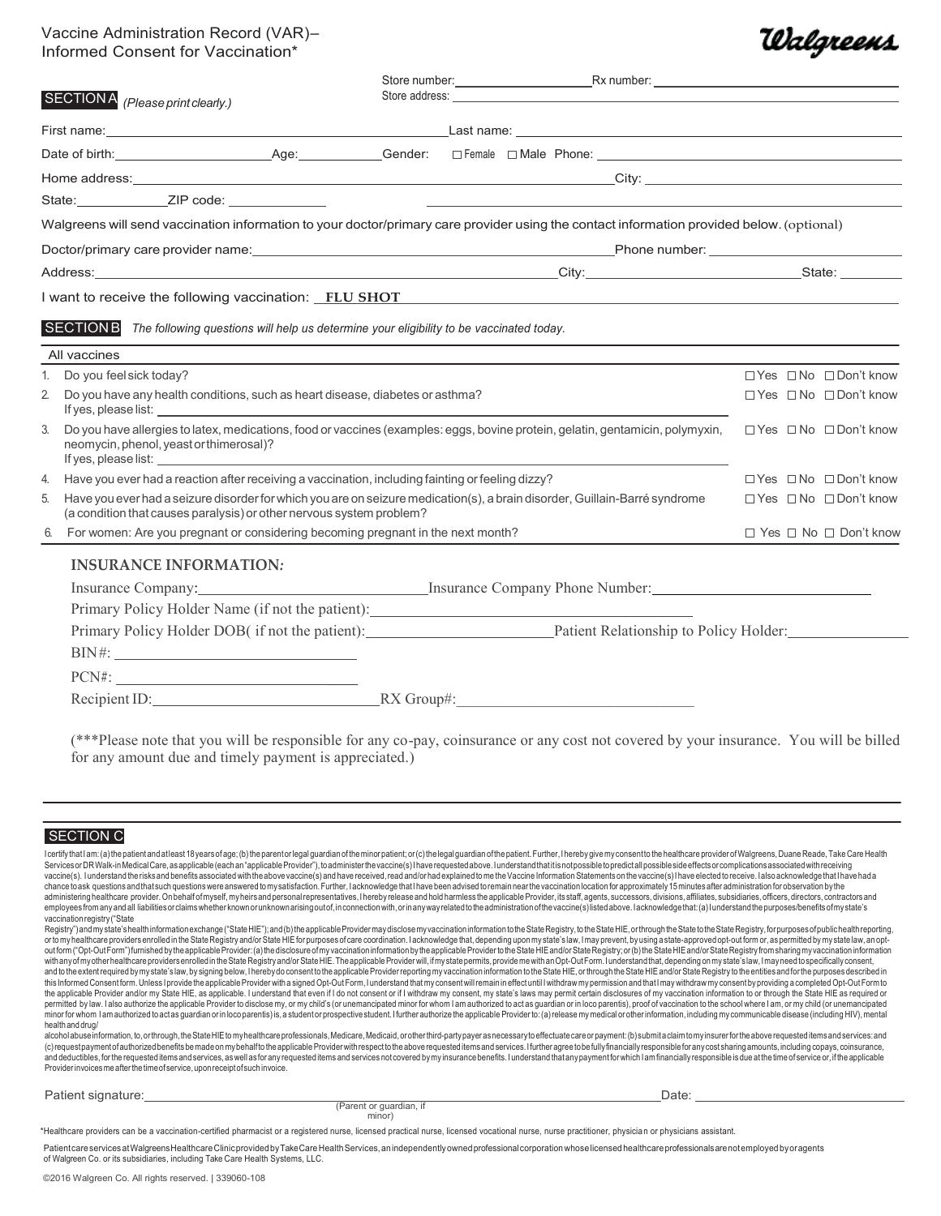# Vaccine Administration Record (VAR)– Informed Consent for Vaccination*

**Walgreens**

Store number: ____________ Rx number: ____________

Store address: ____________

**SECTION A** *(Please print clearly.)*

First name: ____________ Last name: ____________

Date of birth: ____________ Age: ________ Gender: ☐ Female ☐ Male Phone: ____________

Home address: ____________ City: ____________

State: ________ ZIP code: ________

Walgreens will send vaccination information to your doctor/primary care provider using the contact information provided below. (optional)

Doctor/primary care provider name: ____________ Phone number: ____________

Address: ____________ City: ____________ State: ________

I want to receive the following vaccination: **FLU SHOT**

**SECTION B** *The following questions will help us determine your eligibility to be vaccinated today.*

| All vaccines | |
|---|---|
| 1. Do you feel sick today? | ☐ Yes ☐ No ☐ Don't know |
| 2. Do you have any health conditions, such as heart disease, diabetes or asthma? If yes, please list: ____________ | ☐ Yes ☐ No ☐ Don't know |
| 3. Do you have allergies to latex, medications, food or vaccines (examples: eggs, bovine protein, gelatin, gentamicin, polymyxin, neomycin, phenol, yeast or thimerosal)? If yes, please list: ____________ | ☐ Yes ☐ No ☐ Don't know |
| 4. Have you ever had a reaction after receiving a vaccination, including fainting or feeling dizzy? | ☐ Yes ☐ No ☐ Don't know |
| 5. Have you ever had a seizure disorder for which you are on seizure medication(s), a brain disorder, Guillain-Barré syndrome (a condition that causes paralysis) or other nervous system problem? | ☐ Yes ☐ No ☐ Don't know |
| 6. For women: Are you pregnant or considering becoming pregnant in the next month? | ☐ Yes ☐ No ☐ Don't know |

**INSURANCE INFORMATION:**

Insurance Company: ____________ Insurance Company Phone Number: ____________

Primary Policy Holder Name (if not the patient): ____________

Primary Policy Holder DOB( if not the patient): ____________ Patient Relationship to Policy Holder: ____________

BIN#: ____________

PCN#: ____________

Recipient ID: ____________ RX Group#: ____________

(***Please note that you will be responsible for any co-pay, coinsurance or any cost not covered by your insurance. You will be billed for any amount due and timely payment is appreciated.)

**SECTION C**

I certify that I am: (a) the patient and at least 18 years of age; (b) the parent or legal guardian of the minor patient; or (c) the legal guardian of the patient. Further, I hereby give my consent to the healthcare provider of Walgreens, Duane Reade, Take Care Health Services or DR Walk-in Medical Care, as applicable (each an "applicable Provider"), to administer the vaccine(s) I have requested above. I understand that it is not possible to predict all possible side effects or complications associated with receiving vaccine(s). I understand the risks and benefits associated with the above vaccine(s) and have received, read and/or had explained to me the Vaccine Information Statements on the vaccine(s) I have elected to receive. I also acknowledge that I have had a chance to ask questions and that such questions were answered to my satisfaction. Further, I acknowledge that I have been advised to remain near the vaccination location for approximately 15 minutes after administration for observation by the administering healthcare provider. On behalf of myself, my heirs and personal representatives, I hereby release and hold harmless the applicable Provider, its staff, agents, successors, divisions, affiliates, subsidiaries, officers, directors, contractors and employees from any and all liabilities or claims whether known or unknown arising out of, in connection with, or in any way related to the administration of the vaccine(s) listed above. I acknowledge that: (a) I understand the purposes/benefits of my state's vaccination registry ("State Registry") and my state's health information exchange ("State HIE"); and (b) the applicable Provider may disclose my vaccination information to the State Registry, to the State HIE, or through the State to the State Registry, for purposes of public health reporting, or to my healthcare providers enrolled in the State Registry and/or State HIE for purposes of care coordination. I acknowledge that, depending upon my state's law, I may prevent, by using a state-approved opt-out form or, as permitted by my state law, an opt-out form ("Opt-Out Form") furnished by the applicable Provider: (a) the disclosure of my vaccination information by the applicable Provider to the State HIE and/or State Registry; or (b) the State HIE and/or State Registry from sharing my vaccination information with any of my other healthcare providers enrolled in the State Registry and/or State HIE. The applicable Provider will, if my state permits, provide me with an Opt-Out Form. I understand that, depending on my state's law, I may need to specifically consent, and to the extent required by my state's law, by signing below, I hereby do consent to the applicable Provider reporting my vaccination information to the State HIE, or through the State HIE and/or State Registry to the entities and for the purposes described in this Informed Consent form. Unless I provide the applicable Provider with a signed Opt-Out Form, I understand that my consent will remain in effect until I withdraw my permission and that I may withdraw my consent by providing a completed Opt-Out Form to the applicable Provider and/or my State HIE, as applicable. I understand that even if I do not consent or if I withdraw my consent, my state's laws may permit certain disclosures of my vaccination information to or through the State HIE as required or permitted by law. I also authorize the applicable Provider to disclose my, or my child's (or unemancipated minor for whom I am authorized to act as guardian or in loco parentis), proof of vaccination to the school where I am, or my child (or unemancipated minor for whom I am authorized to act as guardian or in loco parentis) is, a student or prospective student. I further authorize the applicable Provider to: (a) release my medical or other information, including my communicable disease (including HIV), mental health and drug/alcohol abuse information, to, or through, the State HIE to my healthcare professionals, Medicare, Medicaid, or other third-party payer as necessary to effectuate care or payment: (b) submit a claim to my insurer for the above requested items and services: and (c) request payment of authorized benefits be made on my behalf to the applicable Provider with respect to the above requested items and services. I further agree to be fully financially responsible for any cost sharing amounts, including copays, coinsurance, and deductibles, for the requested items and services, as well as for any requested items and services not covered by my insurance benefits. I understand that any payment for which I am financially responsible is due at the time of service or, if the applicable Provider invoices me after the time of service, upon receipt of such invoice.

Patient signature: ____________ (Parent or guardian, if minor) Date: ____________

*Healthcare providers can be a vaccination-certified pharmacist or a registered nurse, licensed practical nurse, licensed vocational nurse, nurse practitioner, physician or physicians assistant.

Patient care services at Walgreens Healthcare Clinic provided by Take Care Health Services, an independently owned professional corporation whose licensed healthcare professionals are not employed by or agents of Walgreen Co. or its subsidiaries, including Take Care Health Systems, LLC.

©2016 Walgreen Co. All rights reserved. | 339060-108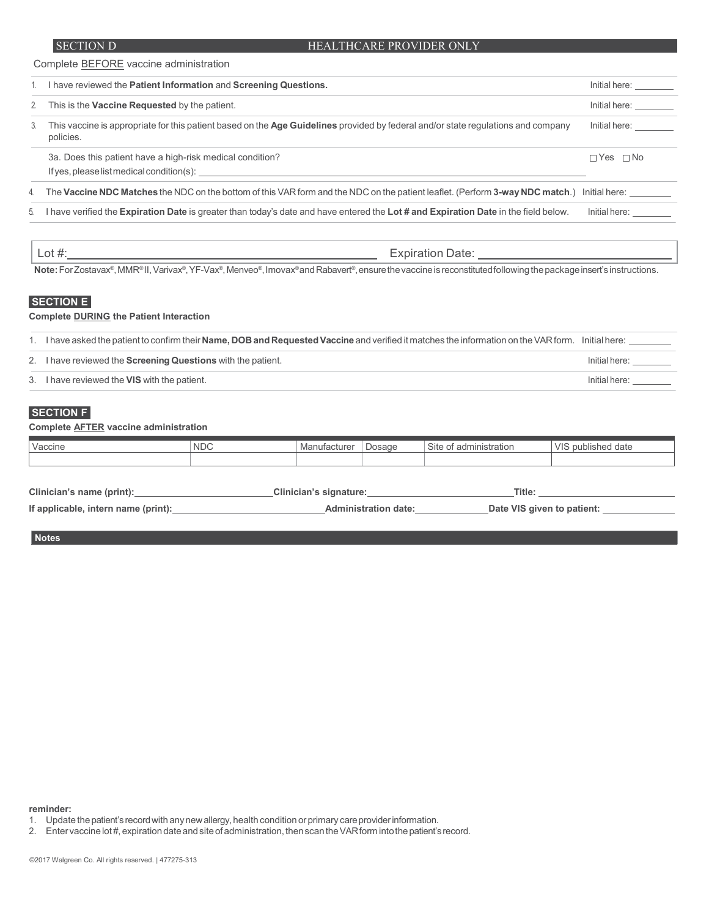## SECTION D — HEALTHCARE PROVIDER ONLY

Complete BEFORE vaccine administration

1. I have reviewed the **Patient Information** and **Screening Questions.** Initial here: ________
2. This is the **Vaccine Requested** by the patient. Initial here: ________
3. This vaccine is appropriate for this patient based on the **Age Guidelines** provided by federal and/or state regulations and company policies. Initial here: ________

   3a. Does this patient have a high-risk medical condition? ☐ Yes ☐ No
   If yes, please list medical condition(s): ________________________________

4. The **Vaccine NDC Matches** the NDC on the bottom of this VAR form and the NDC on the patient leaflet. (Perform **3-way NDC match**.) Initial here: ________
5. I have verified the **Expiration Date** is greater than today's date and have entered the **Lot # and Expiration Date** in the field below. Initial here: ________

Lot #: ________________________________ Expiration Date: ________________________

**Note:** For Zostavax®, MMR® II, Varivax®, YF-Vax®, Menveo®, Imovax® and Rabavert®, ensure the vaccine is reconstituted following the package insert's instructions.

## SECTION E

**Complete DURING the Patient Interaction**

1. I have asked the patient to confirm their **Name, DOB and Requested Vaccine** and verified it matches the information on the VAR form. Initial here: ________
2. I have reviewed the **Screening Questions** with the patient. Initial here: ________
3. I have reviewed the **VIS** with the patient. Initial here: ________

## SECTION F

**Complete AFTER vaccine administration**

| Vaccine | NDC | Manufacturer | Dosage | Site of administration | VIS published date |
|---|---|---|---|---|---|
| | | | | | |

**Clinician's name (print):** ________________ **Clinician's signature:** ________________ **Title:** ________________

**If applicable, intern name (print):** ________________ **Administration date:** ________________ **Date VIS given to patient:** ________________

**Notes**

**reminder:**

1. Update the patient's record with any new allergy, health condition or primary care provider information.
2. Enter vaccine lot #, expiration date and site of administration, then scan the VAR form into the patient's record.

©2017 Walgreen Co. All rights reserved. | 477275-313